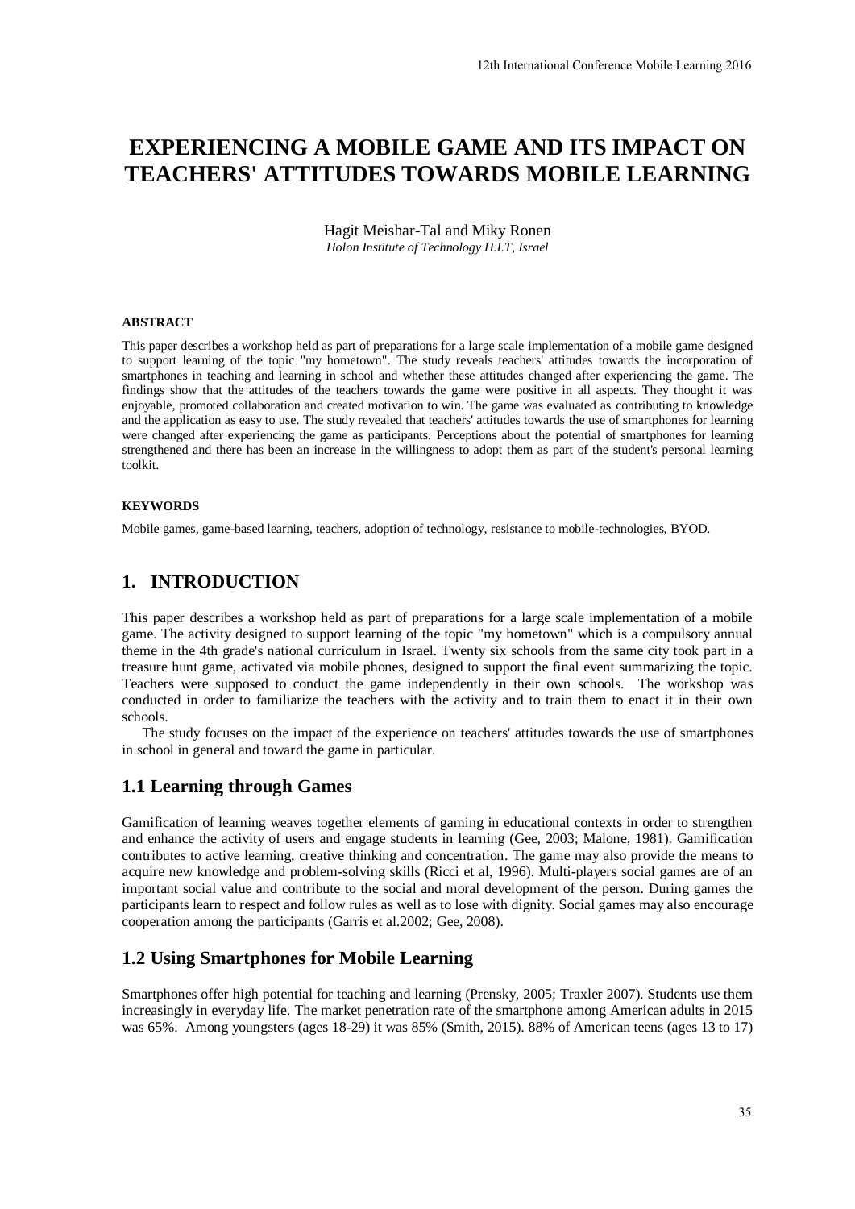# EXPERIENCING A MOBILE GAME AND ITS IMPACT ON TEACHERS' ATTITUDES TOWARDS MOBILE LEARNING

Hagit Meishar-Tal and Miky Ronen
*Holon Institute of Technology H.I.T, Israel*

## ABSTRACT

This paper describes a workshop held as part of preparations for a large scale implementation of a mobile game designed to support learning of the topic "my hometown". The study reveals teachers' attitudes towards the incorporation of smartphones in teaching and learning in school and whether these attitudes changed after experiencing the game. The findings show that the attitudes of the teachers towards the game were positive in all aspects. They thought it was enjoyable, promoted collaboration and created motivation to win. The game was evaluated as contributing to knowledge and the application as easy to use. The study revealed that teachers' attitudes towards the use of smartphones for learning were changed after experiencing the game as participants. Perceptions about the potential of smartphones for learning strengthened and there has been an increase in the willingness to adopt them as part of the student's personal learning toolkit.

## KEYWORDS

Mobile games, game-based learning, teachers, adoption of technology, resistance to mobile-technologies, BYOD.

## 1. INTRODUCTION

This paper describes a workshop held as part of preparations for a large scale implementation of a mobile game. The activity designed to support learning of the topic "my hometown" which is a compulsory annual theme in the 4th grade's national curriculum in Israel. Twenty six schools from the same city took part in a treasure hunt game, activated via mobile phones, designed to support the final event summarizing the topic. Teachers were supposed to conduct the game independently in their own schools. The workshop was conducted in order to familiarize the teachers with the activity and to train them to enact it in their own schools.

The study focuses on the impact of the experience on teachers' attitudes towards the use of smartphones in school in general and toward the game in particular.

### 1.1 Learning through Games

Gamification of learning weaves together elements of gaming in educational contexts in order to strengthen and enhance the activity of users and engage students in learning (Gee, 2003; Malone, 1981). Gamification contributes to active learning, creative thinking and concentration. The game may also provide the means to acquire new knowledge and problem-solving skills (Ricci et al, 1996). Multi-players social games are of an important social value and contribute to the social and moral development of the person. During games the participants learn to respect and follow rules as well as to lose with dignity. Social games may also encourage cooperation among the participants (Garris et al.2002; Gee, 2008).

### 1.2 Using Smartphones for Mobile Learning

Smartphones offer high potential for teaching and learning (Prensky, 2005; Traxler 2007). Students use them increasingly in everyday life. The market penetration rate of the smartphone among American adults in 2015 was 65%. Among youngsters (ages 18-29) it was 85% (Smith, 2015). 88% of American teens (ages 13 to 17)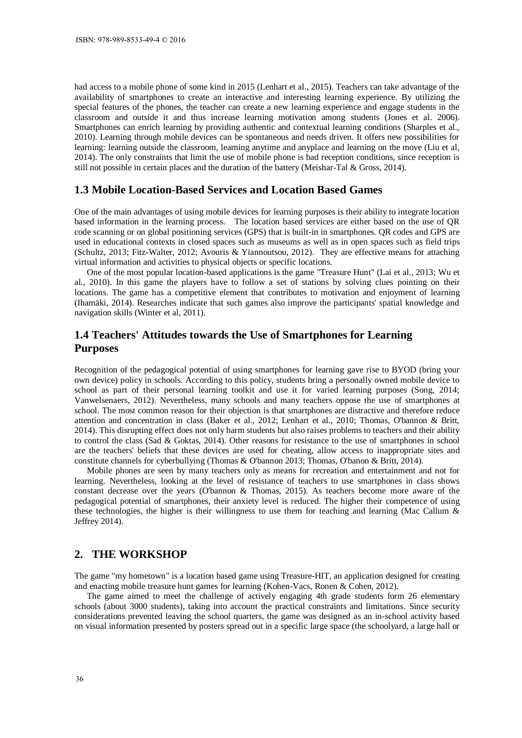had access to a mobile phone of some kind in 2015 (Lenhart et al., 2015). Teachers can take advantage of the availability of smartphones to create an interactive and interesting learning experience. By utilizing the special features of the phones, the teacher can create a new learning experience and engage students in the classroom and outside it and thus increase learning motivation among students (Jones et al. 2006). Smartphones can enrich learning by providing authentic and contextual learning conditions (Sharples et al., 2010). Learning through mobile devices can be spontaneous and needs driven. It offers new possibilities for learning: learning outside the classroom, learning anytime and anyplace and learning on the move (Liu et al, 2014). The only constraints that limit the use of mobile phone is bad reception conditions, since reception is still not possible in certain places and the duration of the battery (Meishar-Tal & Gross, 2014).

### 1.3 Mobile Location-Based Services and Location Based Games

One of the main advantages of using mobile devices for learning purposes is their ability to integrate location based information in the learning process. The location based services are either based on the use of QR code scanning or on global positioning services (GPS) that is built-in in smartphones. QR codes and GPS are used in educational contexts in closed spaces such as museums as well as in open spaces such as field trips (Schultz, 2013; Fitz-Walter, 2012; Avouris & Yiannoutsou, 2012). They are effective means for attaching virtual information and activities to physical objects or specific locations.

One of the most popular location-based applications is the game "Treasure Hunt" (Lai et al., 2013; Wu et al., 2010). In this game the players have to follow a set of stations by solving clues pointing on their locations. The game has a competitive element that contributes to motivation and enjoyment of learning (Ihamäki, 2014). Researches indicate that such games also improve the participants' spatial knowledge and navigation skills (Winter et al, 2011).

### 1.4 Teachers' Attitudes towards the Use of Smartphones for Learning Purposes

Recognition of the pedagogical potential of using smartphones for learning gave rise to BYOD (bring your own device) policy in schools. According to this policy, students bring a personally owned mobile device to school as part of their personal learning toolkit and use it for varied learning purposes (Song, 2014; Vanwelsenaers, 2012). Nevertheless, many schools and many teachers oppose the use of smartphones at school. The most common reason for their objection is that smartphones are distractive and therefore reduce attention and concentration in class (Baker et al., 2012; Lenhart et al., 2010; Thomas, O'bannon & Britt, 2014). This disrupting effect does not only harm students but also raises problems to teachers and their ability to control the class (Sad & Goktas, 2014). Other reasons for resistance to the use of smartphones in school are the teachers' beliefs that these devices are used for cheating, allow access to inappropriate sites and constitute channels for cyberbullying (Thomas & O'bannon 2013; Thomas, O'banon & Britt, 2014).

Mobile phones are seen by many teachers only as means for recreation and entertainment and not for learning. Nevertheless, looking at the level of resistance of teachers to use smartphones in class shows constant decrease over the years (O'bannon & Thomas, 2015). As teachers become more aware of the pedagogical potential of smartphones, their anxiety level is reduced. The higher their competence of using these technologies, the higher is their willingness to use them for teaching and learning (Mac Callum & Jeffrey 2014).

## 2. THE WORKSHOP

The game "my hometown" is a location based game using Treasure-HIT, an application designed for creating and enacting mobile treasure hunt games for learning (Kohen-Vacs, Ronen & Cohen, 2012).

The game aimed to meet the challenge of actively engaging 4th grade students form 26 elementary schools (about 3000 students), taking into account the practical constraints and limitations. Since security considerations prevented leaving the school quarters, the game was designed as an in-school activity based on visual information presented by posters spread out in a specific large space (the schoolyard, a large hall or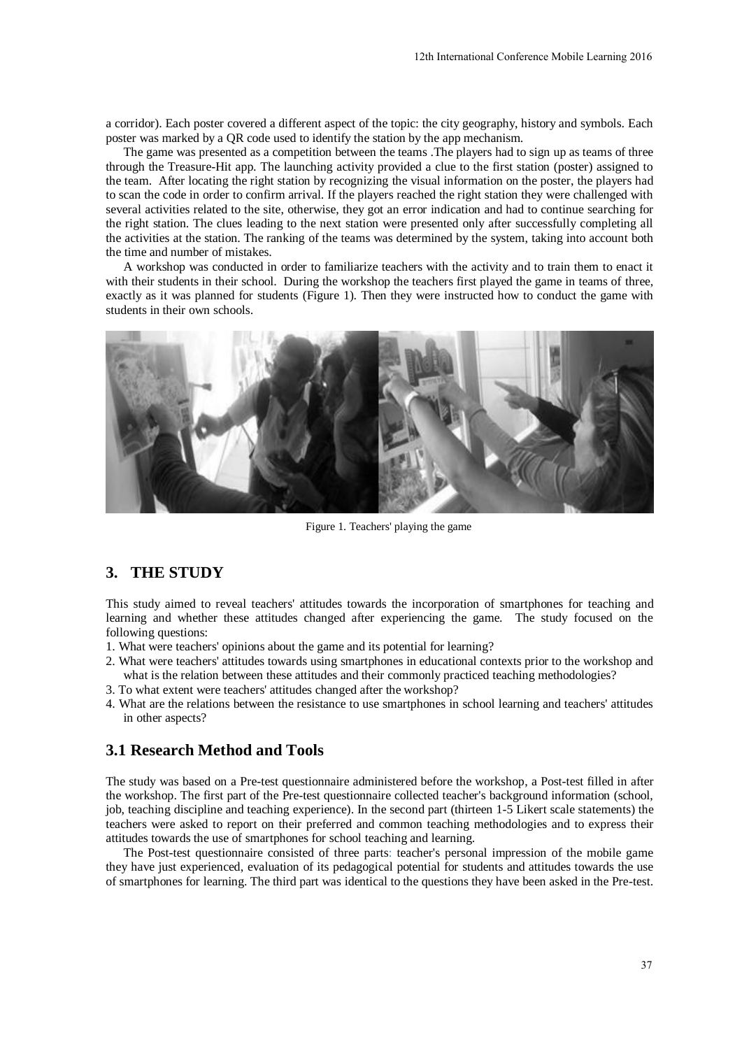a corridor). Each poster covered a different aspect of the topic: the city geography, history and symbols. Each poster was marked by a QR code used to identify the station by the app mechanism.

The game was presented as a competition between the teams .The players had to sign up as teams of three through the Treasure-Hit app. The launching activity provided a clue to the first station (poster) assigned to the team. After locating the right station by recognizing the visual information on the poster, the players had to scan the code in order to confirm arrival. If the players reached the right station they were challenged with several activities related to the site, otherwise, they got an error indication and had to continue searching for the right station. The clues leading to the next station were presented only after successfully completing all the activities at the station. The ranking of the teams was determined by the system, taking into account both the time and number of mistakes.

A workshop was conducted in order to familiarize teachers with the activity and to train them to enact it with their students in their school. During the workshop the teachers first played the game in teams of three, exactly as it was planned for students (Figure 1). Then they were instructed how to conduct the game with students in their own schools.

Figure 1. Teachers' playing the game

## 3. THE STUDY

This study aimed to reveal teachers' attitudes towards the incorporation of smartphones for teaching and learning and whether these attitudes changed after experiencing the game. The study focused on the following questions:

1. What were teachers' opinions about the game and its potential for learning?
2. What were teachers' attitudes towards using smartphones in educational contexts prior to the workshop and what is the relation between these attitudes and their commonly practiced teaching methodologies?
3. To what extent were teachers' attitudes changed after the workshop?
4. What are the relations between the resistance to use smartphones in school learning and teachers' attitudes in other aspects?

### 3.1 Research Method and Tools

The study was based on a Pre-test questionnaire administered before the workshop, a Post-test filled in after the workshop. The first part of the Pre-test questionnaire collected teacher's background information (school, job, teaching discipline and teaching experience). In the second part (thirteen 1-5 Likert scale statements) the teachers were asked to report on their preferred and common teaching methodologies and to express their attitudes towards the use of smartphones for school teaching and learning.

The Post-test questionnaire consisted of three parts: teacher's personal impression of the mobile game they have just experienced, evaluation of its pedagogical potential for students and attitudes towards the use of smartphones for learning. The third part was identical to the questions they have been asked in the Pre-test.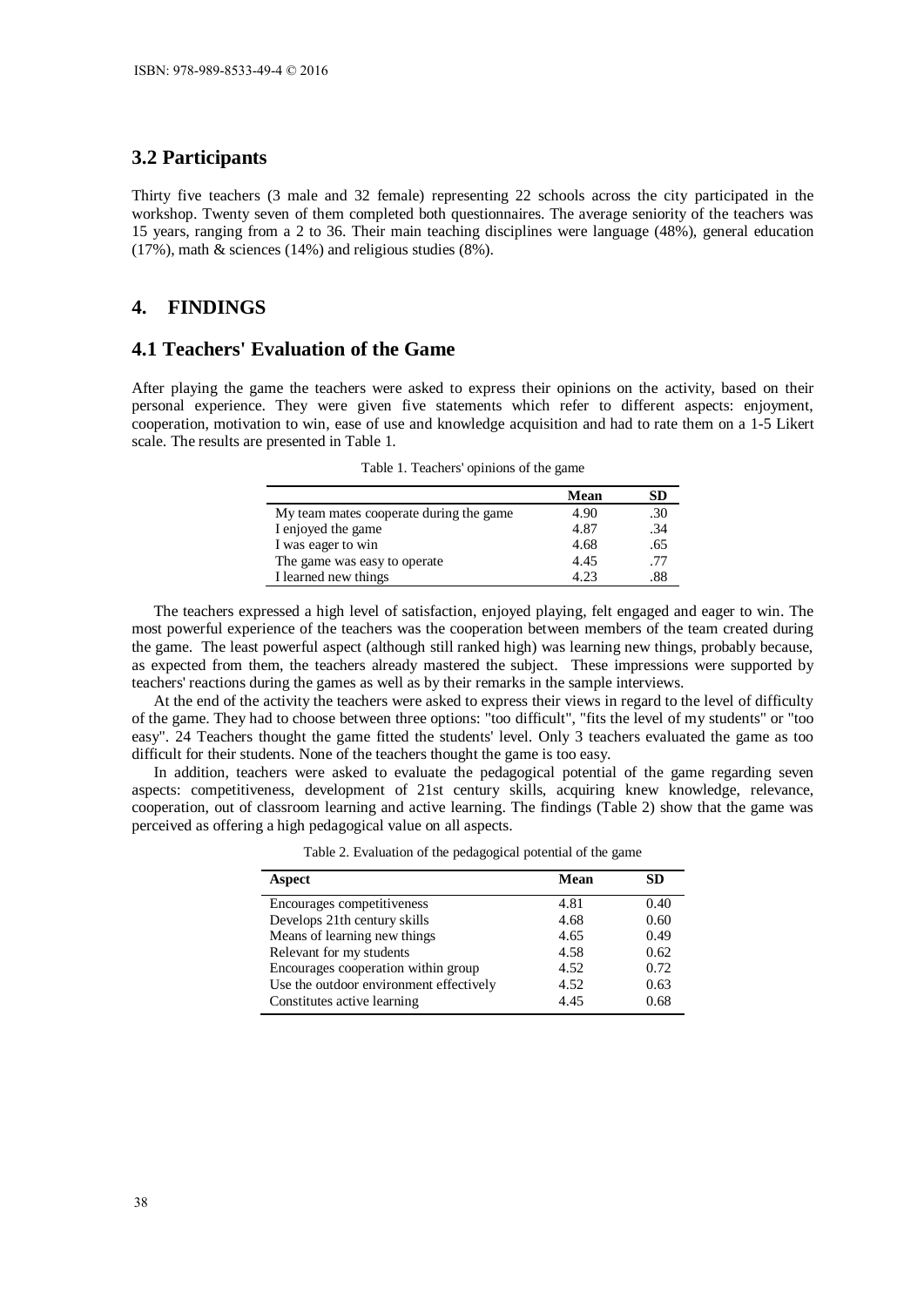## 3.2 Participants

Thirty five teachers (3 male and 32 female) representing 22 schools across the city participated in the workshop. Twenty seven of them completed both questionnaires. The average seniority of the teachers was 15 years, ranging from a 2 to 36. Their main teaching disciplines were language (48%), general education (17%), math & sciences (14%) and religious studies (8%).

# 4. FINDINGS

## 4.1 Teachers' Evaluation of the Game

After playing the game the teachers were asked to express their opinions on the activity, based on their personal experience. They were given five statements which refer to different aspects: enjoyment, cooperation, motivation to win, ease of use and knowledge acquisition and had to rate them on a 1-5 Likert scale. The results are presented in Table 1.

Table 1. Teachers' opinions of the game

| | Mean | SD |
|---|---|---|
| My team mates cooperate during the game | 4.90 | .30 |
| I enjoyed the game | 4.87 | .34 |
| I was eager to win | 4.68 | .65 |
| The game was easy to operate | 4.45 | .77 |
| I learned new things | 4.23 | .88 |

The teachers expressed a high level of satisfaction, enjoyed playing, felt engaged and eager to win. The most powerful experience of the teachers was the cooperation between members of the team created during the game. The least powerful aspect (although still ranked high) was learning new things, probably because, as expected from them, the teachers already mastered the subject. These impressions were supported by teachers' reactions during the games as well as by their remarks in the sample interviews.

At the end of the activity the teachers were asked to express their views in regard to the level of difficulty of the game. They had to choose between three options: "too difficult", "fits the level of my students" or "too easy". 24 Teachers thought the game fitted the students' level. Only 3 teachers evaluated the game as too difficult for their students. None of the teachers thought the game is too easy.

In addition, teachers were asked to evaluate the pedagogical potential of the game regarding seven aspects: competitiveness, development of 21st century skills, acquiring knew knowledge, relevance, cooperation, out of classroom learning and active learning. The findings (Table 2) show that the game was perceived as offering a high pedagogical value on all aspects.

Table 2. Evaluation of the pedagogical potential of the game

| Aspect | Mean | SD |
|---|---|---|
| Encourages competitiveness | 4.81 | 0.40 |
| Develops 21th century skills | 4.68 | 0.60 |
| Means of learning new things | 4.65 | 0.49 |
| Relevant for my students | 4.58 | 0.62 |
| Encourages cooperation within group | 4.52 | 0.72 |
| Use the outdoor environment effectively | 4.52 | 0.63 |
| Constitutes active learning | 4.45 | 0.68 |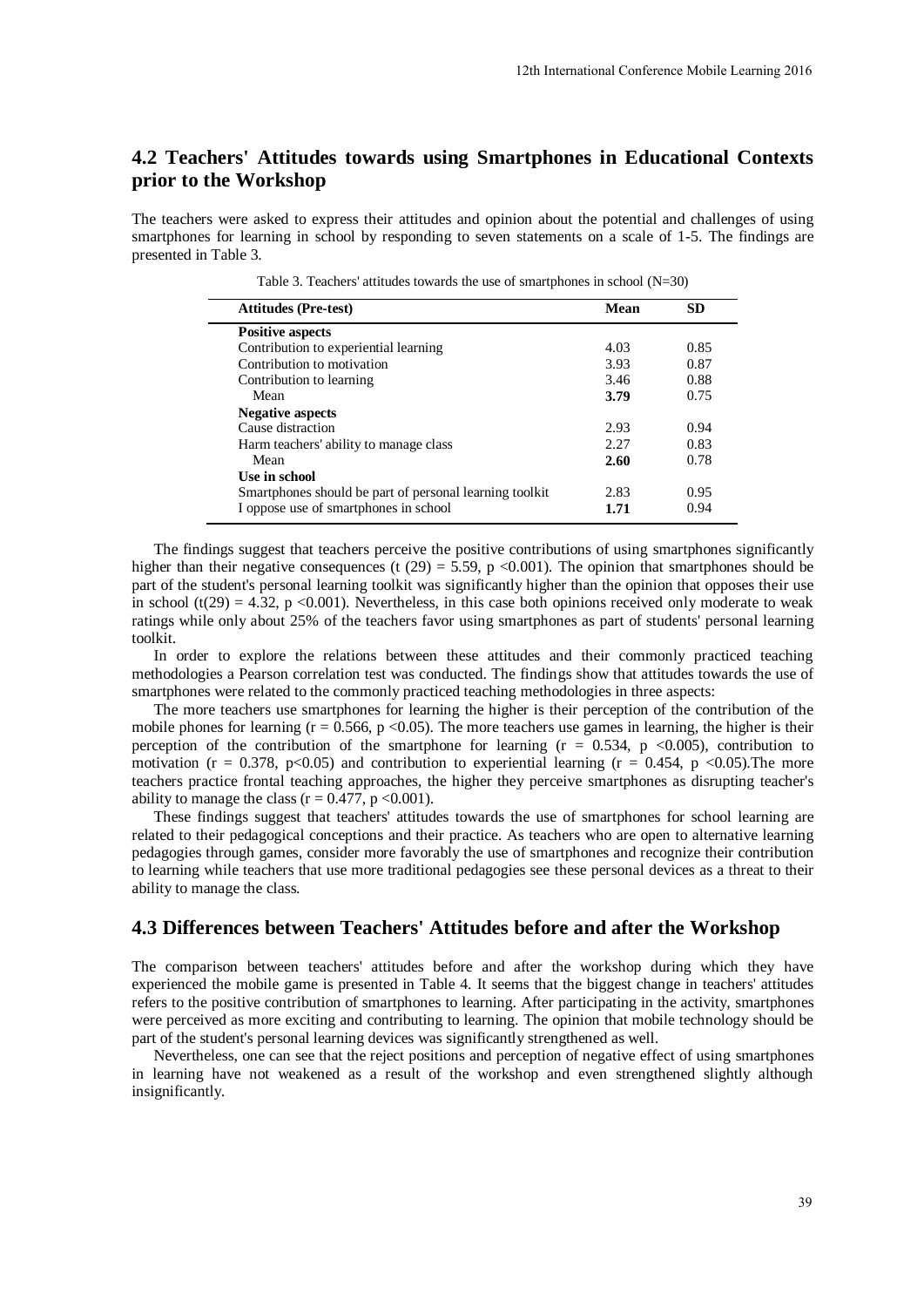## 4.2 Teachers' Attitudes towards using Smartphones in Educational Contexts prior to the Workshop

The teachers were asked to express their attitudes and opinion about the potential and challenges of using smartphones for learning in school by responding to seven statements on a scale of 1-5. The findings are presented in Table 3.

Table 3. Teachers' attitudes towards the use of smartphones in school (N=30)

| Attitudes (Pre-test) | Mean | SD |
|---|---|---|
| **Positive aspects** | | |
| Contribution to experiential learning | 4.03 | 0.85 |
| Contribution to motivation | 3.93 | 0.87 |
| Contribution to learning | 3.46 | 0.88 |
| Mean | **3.79** | 0.75 |
| **Negative aspects** | | |
| Cause distraction | 2.93 | 0.94 |
| Harm teachers' ability to manage class | 2.27 | 0.83 |
| Mean | **2.60** | 0.78 |
| **Use in school** | | |
| Smartphones should be part of personal learning toolkit | 2.83 | 0.95 |
| I oppose use of smartphones in school | **1.71** | 0.94 |

The findings suggest that teachers perceive the positive contributions of using smartphones significantly higher than their negative consequences ($t(29) = 5.59$, $p < 0.001$). The opinion that smartphones should be part of the student's personal learning toolkit was significantly higher than the opinion that opposes their use in school ($t(29) = 4.32$, $p < 0.001$). Nevertheless, in this case both opinions received only moderate to weak ratings while only about 25% of the teachers favor using smartphones as part of students' personal learning toolkit.

In order to explore the relations between these attitudes and their commonly practiced teaching methodologies a Pearson correlation test was conducted. The findings show that attitudes towards the use of smartphones were related to the commonly practiced teaching methodologies in three aspects:

The more teachers use smartphones for learning the higher is their perception of the contribution of the mobile phones for learning ($r = 0.566$, $p < 0.05$). The more teachers use games in learning, the higher is their perception of the contribution of the smartphone for learning ($r = 0.534$, $p < 0.005$), contribution to motivation ($r = 0.378$, $p < 0.05$) and contribution to experiential learning ($r = 0.454$, $p < 0.05$).The more teachers practice frontal teaching approaches, the higher they perceive smartphones as disrupting teacher's ability to manage the class ($r = 0.477$, $p < 0.001$).

These findings suggest that teachers' attitudes towards the use of smartphones for school learning are related to their pedagogical conceptions and their practice. As teachers who are open to alternative learning pedagogies through games, consider more favorably the use of smartphones and recognize their contribution to learning while teachers that use more traditional pedagogies see these personal devices as a threat to their ability to manage the class.

## 4.3 Differences between Teachers' Attitudes before and after the Workshop

The comparison between teachers' attitudes before and after the workshop during which they have experienced the mobile game is presented in Table 4. It seems that the biggest change in teachers' attitudes refers to the positive contribution of smartphones to learning. After participating in the activity, smartphones were perceived as more exciting and contributing to learning. The opinion that mobile technology should be part of the student's personal learning devices was significantly strengthened as well.

Nevertheless, one can see that the reject positions and perception of negative effect of using smartphones in learning have not weakened as a result of the workshop and even strengthened slightly although insignificantly.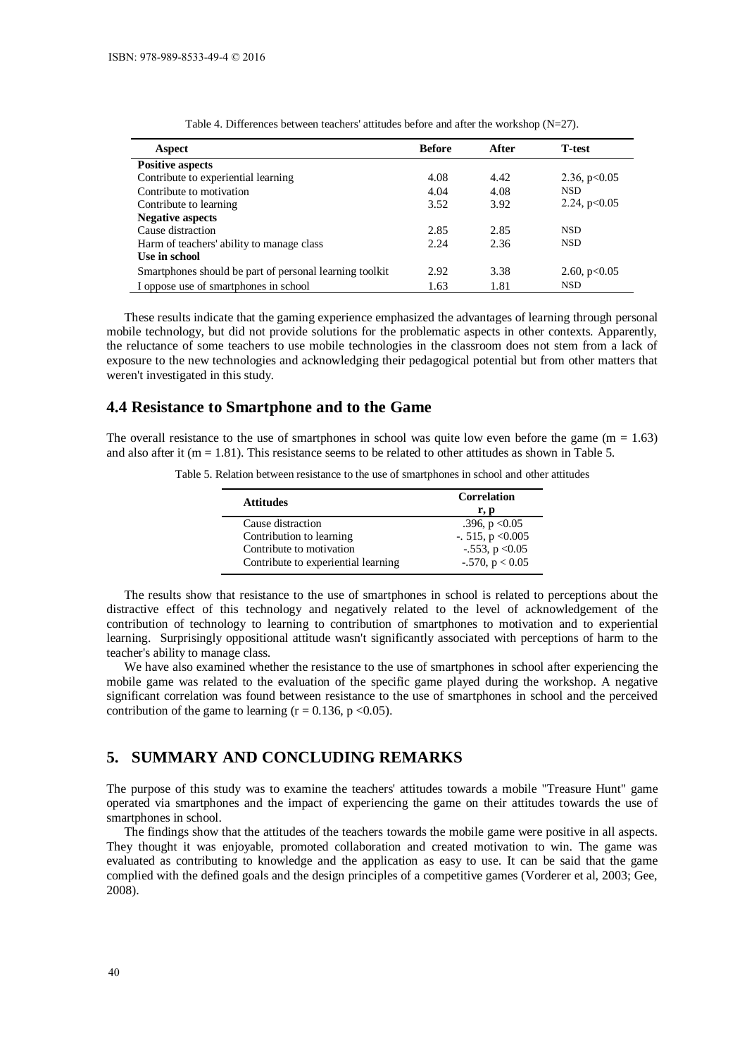Table 4. Differences between teachers' attitudes before and after the workshop (N=27).

| Aspect | Before | After | T-test |
|---|---|---|---|
| **Positive aspects** | | | |
| Contribute to experiential learning | 4.08 | 4.42 | 2.36, $p<0.05$ |
| Contribute to motivation | 4.04 | 4.08 | NSD |
| Contribute to learning | 3.52 | 3.92 | 2.24, $p<0.05$ |
| **Negative aspects** | | | |
| Cause distraction | 2.85 | 2.85 | NSD |
| Harm of teachers' ability to manage class | 2.24 | 2.36 | NSD |
| **Use in school** | | | |
| Smartphones should be part of personal learning toolkit | 2.92 | 3.38 | 2.60, $p<0.05$ |
| I oppose use of smartphones in school | 1.63 | 1.81 | NSD |

These results indicate that the gaming experience emphasized the advantages of learning through personal mobile technology, but did not provide solutions for the problematic aspects in other contexts. Apparently, the reluctance of some teachers to use mobile technologies in the classroom does not stem from a lack of exposure to the new technologies and acknowledging their pedagogical potential but from other matters that weren't investigated in this study.

## 4.4 Resistance to Smartphone and to the Game

The overall resistance to the use of smartphones in school was quite low even before the game ($m = 1.63$) and also after it ($m = 1.81$). This resistance seems to be related to other attitudes as shown in Table 5.

Table 5. Relation between resistance to the use of smartphones in school and other attitudes

| Attitudes | Correlation r, p |
|---|---|
| Cause distraction | .396, $p<0.05$ |
| Contribution to learning | -. 515, $p<0.005$ |
| Contribute to motivation | -.553, $p<0.05$ |
| Contribute to experiential learning | -.570, $p<0.05$ |

The results show that resistance to the use of smartphones in school is related to perceptions about the distractive effect of this technology and negatively related to the level of acknowledgement of the contribution of technology to learning to contribution of smartphones to motivation and to experiential learning. Surprisingly oppositional attitude wasn't significantly associated with perceptions of harm to the teacher's ability to manage class.

We have also examined whether the resistance to the use of smartphones in school after experiencing the mobile game was related to the evaluation of the specific game played during the workshop. A negative significant correlation was found between resistance to the use of smartphones in school and the perceived contribution of the game to learning ($r = 0.136$, $p<0.05$).

# 5. SUMMARY AND CONCLUDING REMARKS

The purpose of this study was to examine the teachers' attitudes towards a mobile "Treasure Hunt" game operated via smartphones and the impact of experiencing the game on their attitudes towards the use of smartphones in school.

The findings show that the attitudes of the teachers towards the mobile game were positive in all aspects. They thought it was enjoyable, promoted collaboration and created motivation to win. The game was evaluated as contributing to knowledge and the application as easy to use. It can be said that the game complied with the defined goals and the design principles of a competitive games (Vorderer et al, 2003; Gee, 2008).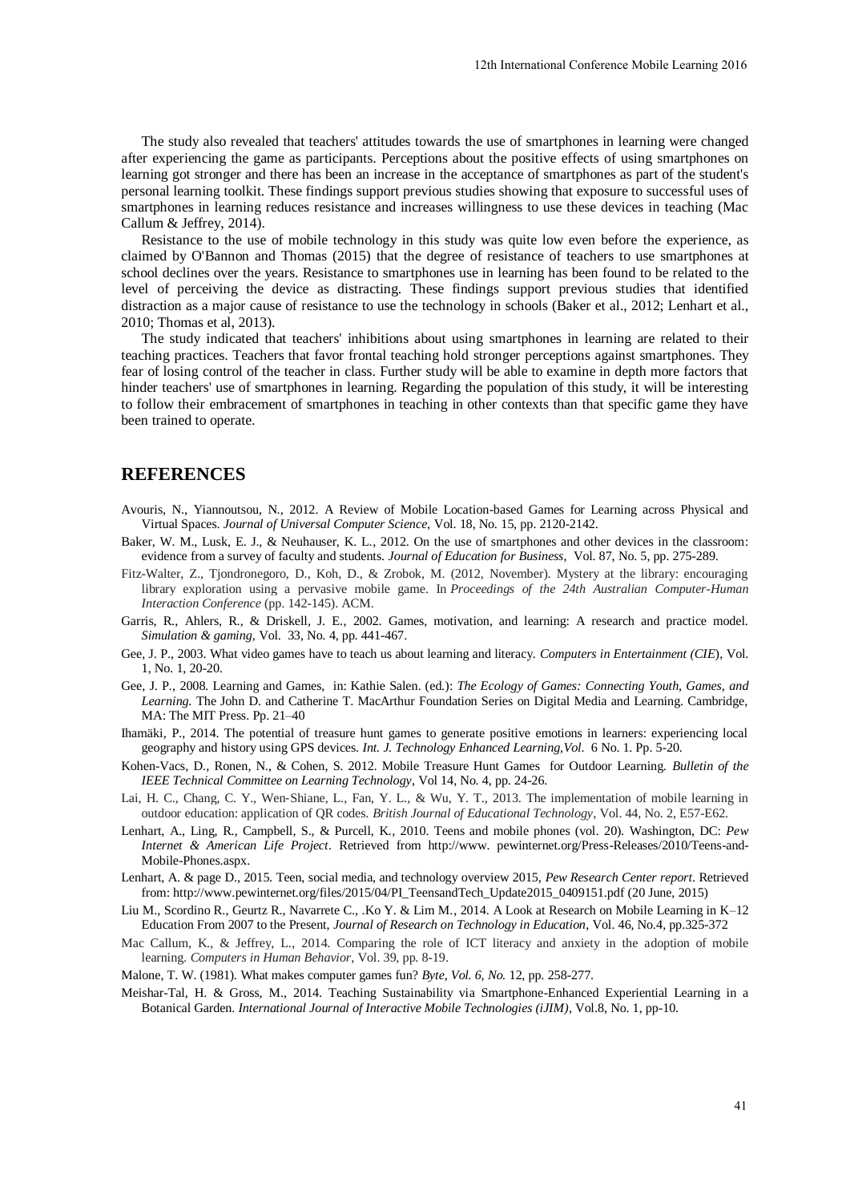The study also revealed that teachers' attitudes towards the use of smartphones in learning were changed after experiencing the game as participants. Perceptions about the positive effects of using smartphones on learning got stronger and there has been an increase in the acceptance of smartphones as part of the student's personal learning toolkit. These findings support previous studies showing that exposure to successful uses of smartphones in learning reduces resistance and increases willingness to use these devices in teaching (Mac Callum & Jeffrey, 2014).

Resistance to the use of mobile technology in this study was quite low even before the experience, as claimed by O'Bannon and Thomas (2015) that the degree of resistance of teachers to use smartphones at school declines over the years. Resistance to smartphones use in learning has been found to be related to the level of perceiving the device as distracting. These findings support previous studies that identified distraction as a major cause of resistance to use the technology in schools (Baker et al., 2012; Lenhart et al., 2010; Thomas et al, 2013).

The study indicated that teachers' inhibitions about using smartphones in learning are related to their teaching practices. Teachers that favor frontal teaching hold stronger perceptions against smartphones. They fear of losing control of the teacher in class. Further study will be able to examine in depth more factors that hinder teachers' use of smartphones in learning. Regarding the population of this study, it will be interesting to follow their embracement of smartphones in teaching in other contexts than that specific game they have been trained to operate.

## REFERENCES

Avouris, N., Yiannoutsou, N., 2012. A Review of Mobile Location-based Games for Learning across Physical and Virtual Spaces. *Journal of Universal Computer Science*, Vol. 18, No. 15, pp. 2120-2142.

Baker, W. M., Lusk, E. J., & Neuhauser, K. L., 2012. On the use of smartphones and other devices in the classroom: evidence from a survey of faculty and students. *Journal of Education for Business*, Vol. 87, No. 5, pp. 275-289.

Fitz-Walter, Z., Tjondronegoro, D., Koh, D., & Zrobok, M. (2012, November). Mystery at the library: encouraging library exploration using a pervasive mobile game. In *Proceedings of the 24th Australian Computer-Human Interaction Conference* (pp. 142-145). ACM.

Garris, R., Ahlers, R., & Driskell, J. E., 2002. Games, motivation, and learning: A research and practice model. *Simulation & gaming*, Vol. 33, No. 4, pp. 441-467.

Gee, J. P., 2003. What video games have to teach us about learning and literacy. *Computers in Entertainment (CIE*), Vol. 1, No. 1, 20-20.

Gee, J. P., 2008. Learning and Games, in: Kathie Salen. (ed.): *The Ecology of Games: Connecting Youth, Games, and Learning.* The John D. and Catherine T. MacArthur Foundation Series on Digital Media and Learning. Cambridge, MA: The MIT Press. Pp. 21–40

Ihamäki, P., 2014. The potential of treasure hunt games to generate positive emotions in learners: experiencing local geography and history using GPS devices. *Int. J. Technology Enhanced Learning,Vol.* 6 No. 1. Pp. 5-20.

Kohen-Vacs, D., Ronen, N., & Cohen, S. 2012. Mobile Treasure Hunt Games for Outdoor Learning. *Bulletin of the IEEE Technical Committee on Learning Technology*, Vol 14, No. 4, pp. 24-26.

Lai, H. C., Chang, C. Y., Wen-Shiane, L., Fan, Y. L., & Wu, Y. T., 2013. The implementation of mobile learning in outdoor education: application of QR codes. *British Journal of Educational Technology*, Vol. 44, No. 2, E57-E62.

Lenhart, A., Ling, R., Campbell, S., & Purcell, K., 2010. Teens and mobile phones (vol. 20). Washington, DC: *Pew Internet & American Life Project*. Retrieved from http://www. pewinternet.org/Press-Releases/2010/Teens-and-Mobile-Phones.aspx.

Lenhart, A. & page D., 2015. Teen, social media, and technology overview 2015, *Pew Research Center report*. Retrieved from: http://www.pewinternet.org/files/2015/04/PI_TeensandTech_Update2015_0409151.pdf (20 June, 2015)

Liu M., Scordino R., Geurtz R., Navarrete C., .Ko Y. & Lim M., 2014. A Look at Research on Mobile Learning in K–12 Education From 2007 to the Present, *Journal of Research on Technology in Education*, Vol. 46, No.4, pp.325-372

Mac Callum, K., & Jeffrey, L., 2014. Comparing the role of ICT literacy and anxiety in the adoption of mobile learning. *Computers in Human Behavior*, Vol. 39, pp. 8-19.

Malone, T. W. (1981). What makes computer games fun? *Byte, Vol. 6, No.* 12, pp. 258-277.

Meishar-Tal, H. & Gross, M., 2014. Teaching Sustainability via Smartphone-Enhanced Experiential Learning in a Botanical Garden. *International Journal of Interactive Mobile Technologies (iJIM)*, Vol.8, No. 1, pp-10.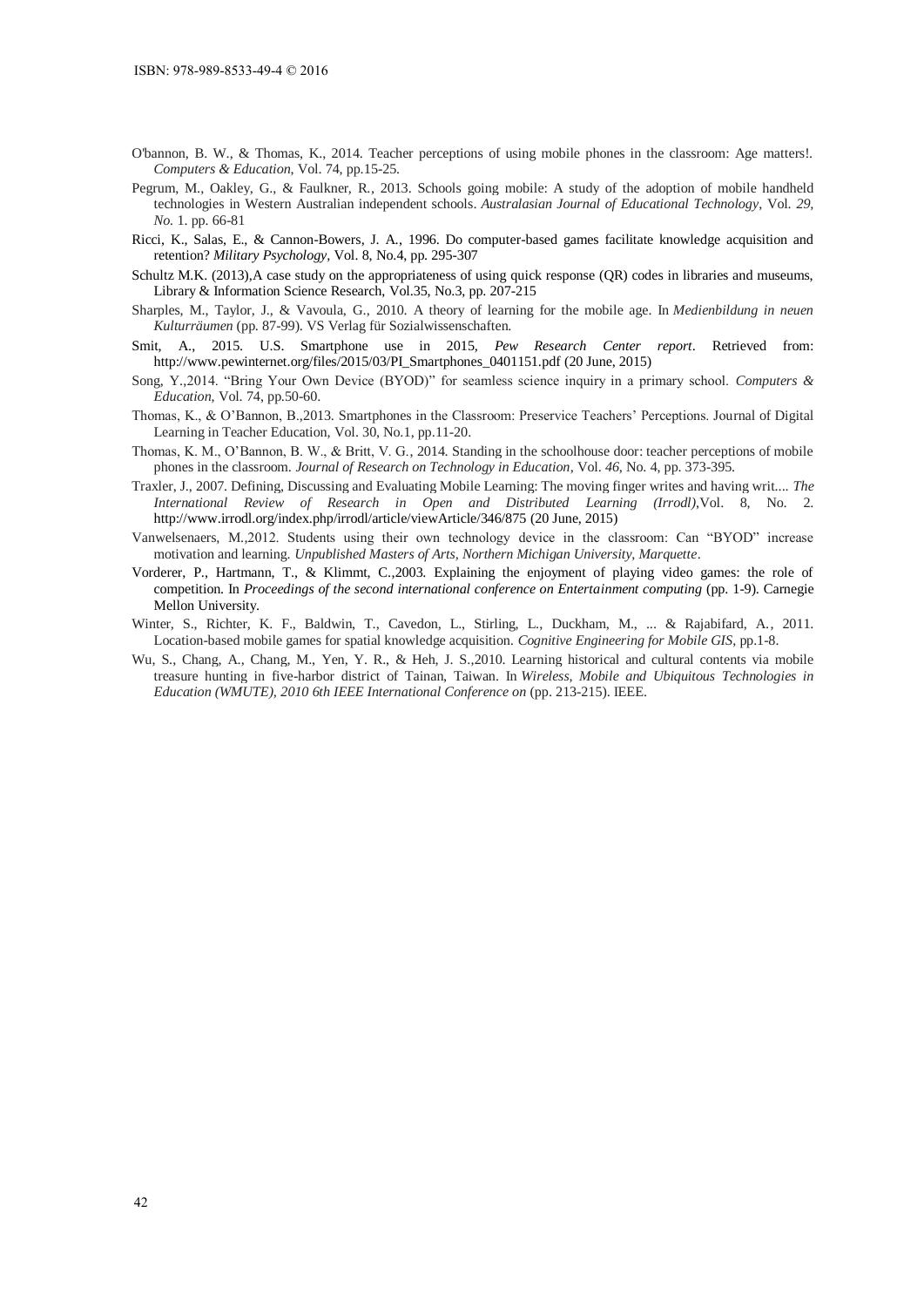O'bannon, B. W., & Thomas, K., 2014. Teacher perceptions of using mobile phones in the classroom: Age matters!. *Computers & Education*, Vol. 74, pp.15-25.

Pegrum, M., Oakley, G., & Faulkner, R., 2013. Schools going mobile: A study of the adoption of mobile handheld technologies in Western Australian independent schools. *Australasian Journal of Educational Technology*, Vol. *29, No.* 1. pp. 66-81

Ricci, K., Salas, E., & Cannon-Bowers, J. A., 1996. Do computer-based games facilitate knowledge acquisition and retention? *Military Psychology*, Vol. 8, No.4, pp. 295-307

Schultz M.K. (2013),A case study on the appropriateness of using quick response (QR) codes in libraries and museums, Library & Information Science Research, Vol.35, No.3, pp. 207-215

Sharples, M., Taylor, J., & Vavoula, G., 2010. A theory of learning for the mobile age. In *Medienbildung in neuen Kulturräumen* (pp. 87-99). VS Verlag für Sozialwissenschaften.

Smit, A., 2015. U.S. Smartphone use in 2015, *Pew Research Center report*. Retrieved from: http://www.pewinternet.org/files/2015/03/PI_Smartphones_0401151.pdf (20 June, 2015)

Song, Y.,2014. "Bring Your Own Device (BYOD)" for seamless science inquiry in a primary school. *Computers & Education*, Vol. 74, pp.50-60.

Thomas, K., & O'Bannon, B.,2013. Smartphones in the Classroom: Preservice Teachers' Perceptions. Journal of Digital Learning in Teacher Education, Vol. 30, No.1, pp.11-20.

Thomas, K. M., O'Bannon, B. W., & Britt, V. G., 2014. Standing in the schoolhouse door: teacher perceptions of mobile phones in the classroom. *Journal of Research on Technology in Education*, Vol. *46*, No. 4, pp. 373-395.

Traxler, J., 2007. Defining, Discussing and Evaluating Mobile Learning: The moving finger writes and having writ.... *The International Review of Research in Open and Distributed Learning (Irrodl)*,Vol. 8, No. 2. http://www.irrodl.org/index.php/irrodl/article/viewArticle/346/875 (20 June, 2015)

Vanwelsenaers, M.,2012. Students using their own technology device in the classroom: Can "BYOD" increase motivation and learning. *Unpublished Masters of Arts, Northern Michigan University, Marquette*.

Vorderer, P., Hartmann, T., & Klimmt, C.,2003. Explaining the enjoyment of playing video games: the role of competition. In *Proceedings of the second international conference on Entertainment computing* (pp. 1-9). Carnegie Mellon University.

Winter, S., Richter, K. F., Baldwin, T., Cavedon, L., Stirling, L., Duckham, M., ... & Rajabifard, A., 2011. Location-based mobile games for spatial knowledge acquisition. *Cognitive Engineering for Mobile GIS*, pp.1-8.

Wu, S., Chang, A., Chang, M., Yen, Y. R., & Heh, J. S.,2010. Learning historical and cultural contents via mobile treasure hunting in five-harbor district of Tainan, Taiwan. In *Wireless, Mobile and Ubiquitous Technologies in Education (WMUTE), 2010 6th IEEE International Conference on* (pp. 213-215). IEEE.